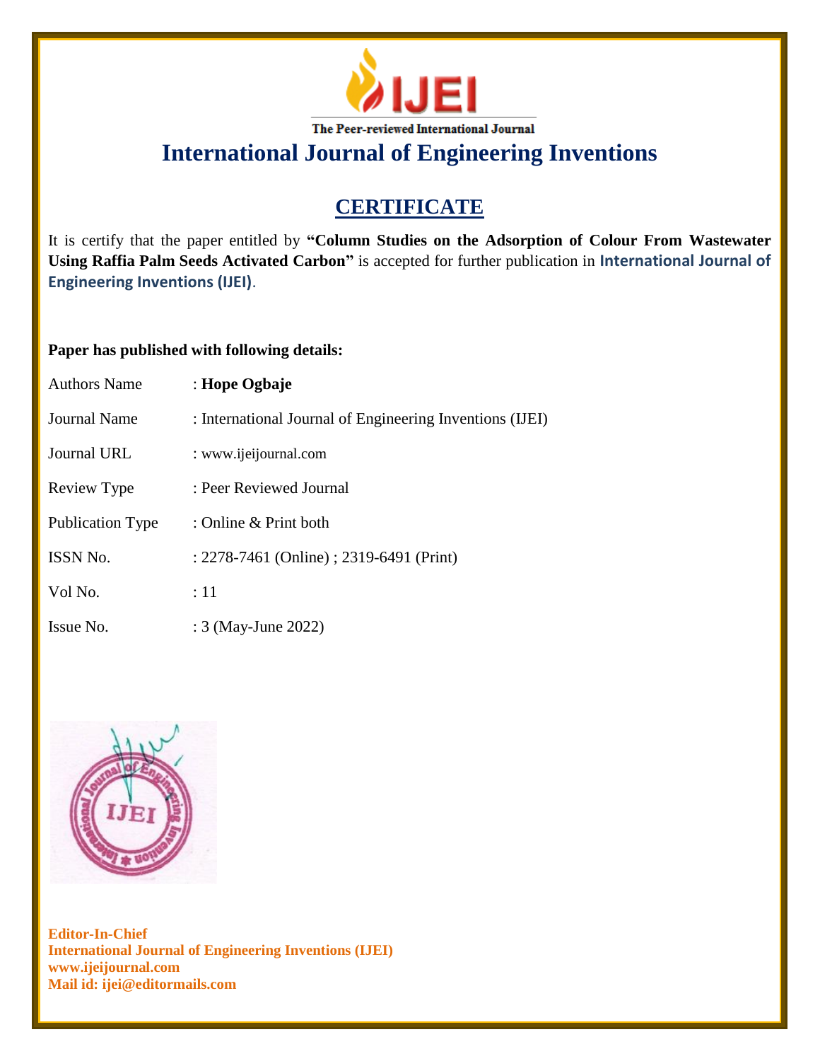The Peer-reviewed International Journal

# International Journal of Engineering Inventions

## CERTIFICATE

It is certify that the paper entitled by **"Column Studies on the Adsorption of Colour From Wastewater Using Raffia Palm Seeds Activated Carbon"** is accepted for further publication in **International Journal of Engineering Inventions (IJEI)**.

**Paper has published with following details:**

| | |
|---|---|
| Authors Name | : **Hope Ogbaje** |
| Journal Name | : International Journal of Engineering Inventions (IJEI) |
| Journal URL | : www.ijeijournal.com |
| Review Type | : Peer Reviewed Journal |
| Publication Type | : Online & Print both |
| ISSN No. | : 2278-7461 (Online) ; 2319-6491 (Print) |
| Vol No. | : 11 |
| Issue No. | : 3 (May-June 2022) |

**Editor-In-Chief**
**International Journal of Engineering Inventions (IJEI)**
**www.ijeijournal.com**
**Mail id: ijei@editormails.com**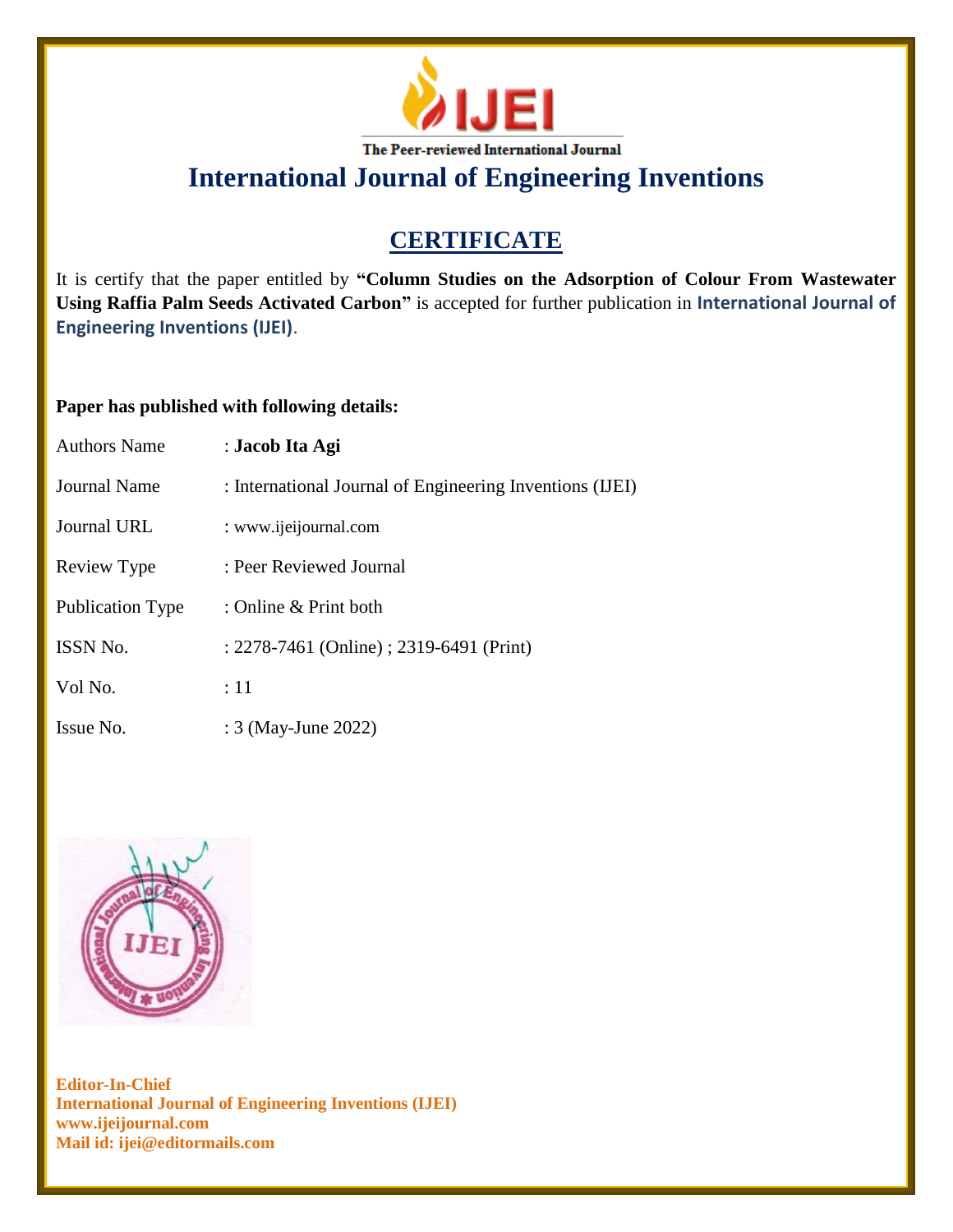The Peer-reviewed International Journal

# International Journal of Engineering Inventions

## CERTIFICATE

It is certify that the paper entitled by **"Column Studies on the Adsorption of Colour From Wastewater Using Raffia Palm Seeds Activated Carbon"** is accepted for further publication in **International Journal of Engineering Inventions (IJEI)**.

**Paper has published with following details:**

| | |
|---|---|
| Authors Name | : **Jacob Ita Agi** |
| Journal Name | : International Journal of Engineering Inventions (IJEI) |
| Journal URL | : www.ijeijournal.com |
| Review Type | : Peer Reviewed Journal |
| Publication Type | : Online & Print both |
| ISSN No. | : 2278-7461 (Online) ; 2319-6491 (Print) |
| Vol No. | : 11 |
| Issue No. | : 3 (May-June 2022) |

**Editor-In-Chief**
**International Journal of Engineering Inventions (IJEI)**
**www.ijeijournal.com**
**Mail id: ijei@editormails.com**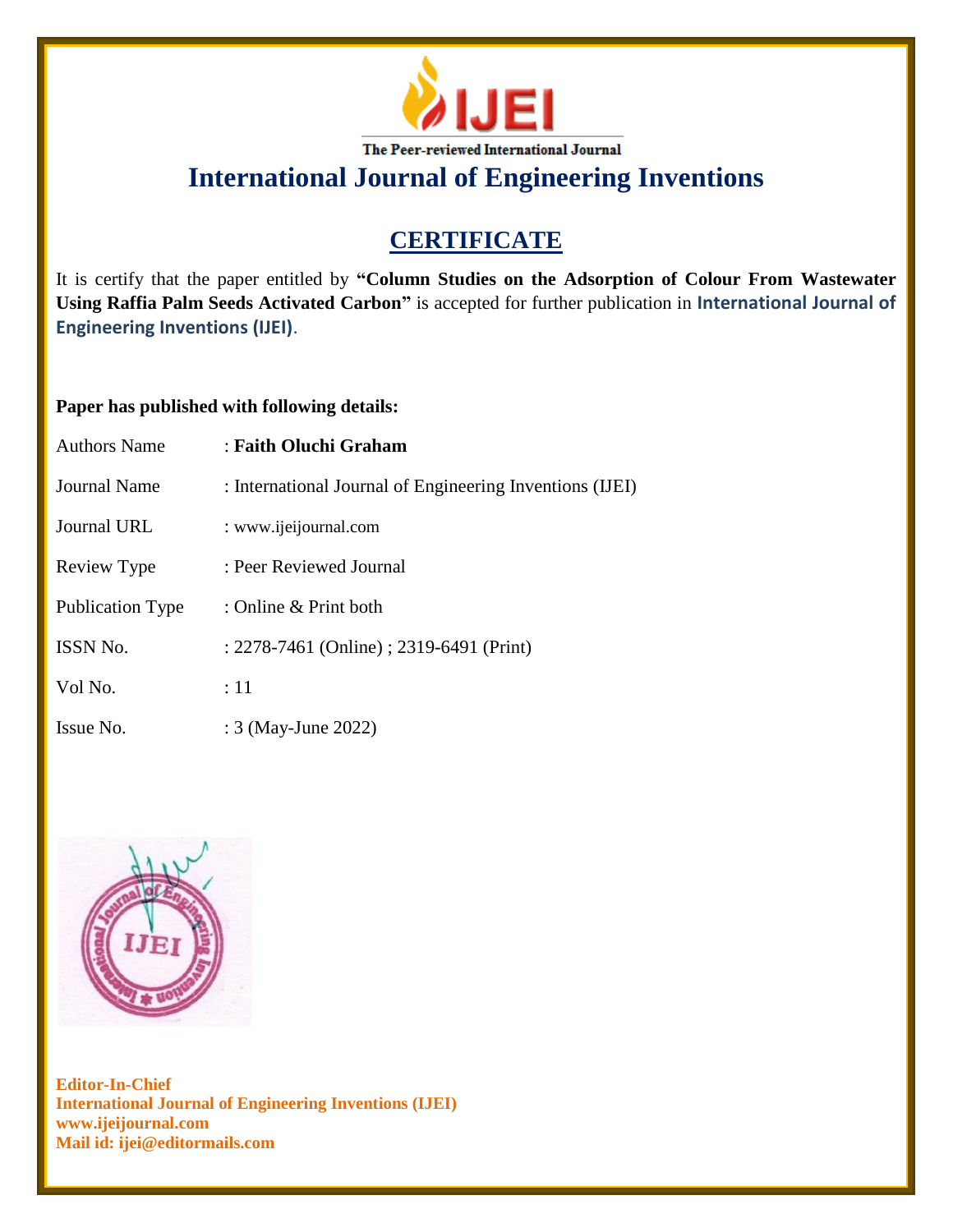IJEI

The Peer-reviewed International Journal

# International Journal of Engineering Inventions

## CERTIFICATE

It is certify that the paper entitled by **"Column Studies on the Adsorption of Colour From Wastewater Using Raffia Palm Seeds Activated Carbon"** is accepted for further publication in **International Journal of Engineering Inventions (IJEI)**.

**Paper has published with following details:**

| | |
|---|---|
| Authors Name | : **Faith Oluchi Graham** |
| Journal Name | : International Journal of Engineering Inventions (IJEI) |
| Journal URL | : www.ijeijournal.com |
| Review Type | : Peer Reviewed Journal |
| Publication Type | : Online & Print both |
| ISSN No. | : 2278-7461 (Online) ; 2319-6491 (Print) |
| Vol No. | : 11 |
| Issue No. | : 3 (May-June 2022) |

**Editor-In-Chief**
**International Journal of Engineering Inventions (IJEI)**
**www.ijeijournal.com**
**Mail id: ijei@editormails.com**